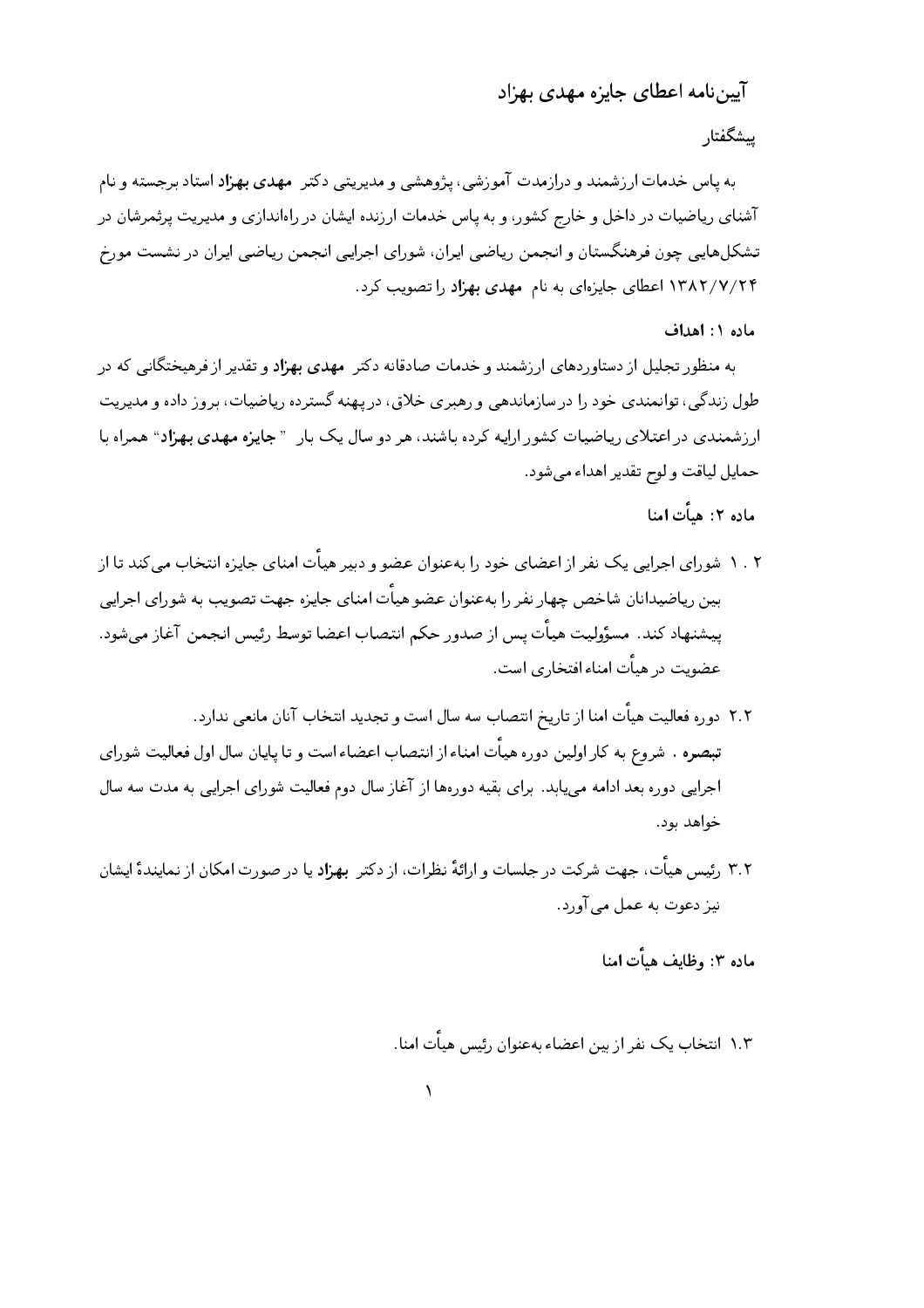# آیین‌نامه اعطای جایزه مهدی بهزاد

## پیشگفتار

به پاس خدمات ارزشمند و درازمدت آموزشی، پژوهشی و مدیریتی دکتر **مهدی بهزاد** استاد برجسته و نام آشنای ریاضیات در داخل و خارج کشور، و به پاس خدمات ارزنده ایشان در راه‌اندازی و مدیریت پرثمرشان در تشکل‌هایی چون فرهنگستان و انجمن ریاضی ایران، شورای اجرایی انجمن ریاضی ایران در نشست مورخ ۱۳۸۲/۷/۲۴ اعطای جایزه‌ای به نام **مهدی بهزاد** را تصویب کرد.

### ماده ۱: اهداف

به منظور تجلیل از دستاوردهای ارزشمند و خدمات صادقانه دکتر **مهدی بهزاد** و تقدیر از فرهیختگانی که در طول زندگی، توانمندی خود را در سازماندهی و رهبری خلاق، در پهنه گسترده ریاضیات، بروز داده و مدیریت ارزشمندی در اعتلای ریاضیات کشور ارایه کرده باشند، هر دو سال یک بار "**جایزه مهدی بهزاد**" همراه با حمایل لیاقت و لوح تقدیر اهداء می‌شود.

### ماده ۲: هیأت امنا

۱ . ۲ شورای اجرایی یک نفر از اعضای خود را به‌عنوان عضو و دبیر هیأت امنای جایزه انتخاب می‌کند تا از بین ریاضیدانان شاخص چهار نفر را به‌عنوان عضو هیأت امنای جایزه جهت تصویب به شورای اجرایی پیشنهاد کند. مسؤولیت هیأت پس از صدور حکم انتصاب اعضا توسط رئیس انجمن آغاز می‌شود. عضویت در هیأت امناء افتخاری است.

۲.۲ دوره فعالیت هیأت امنا از تاریخ انتصاب سه سال است و تجدید انتخاب آنان مانعی ندارد.

**تبصره** . شروع به کار اولین دوره هیأت امناء از انتصاب اعضاء است و تا پایان سال اول فعالیت شورای اجرایی دوره بعد ادامه می‌یابد. برای بقیه دوره‌ها از آغاز سال دوم فعالیت شورای اجرایی به مدت سه سال خواهد بود.

۳.۲ رئیس هیأت، جهت شرکت در جلسات و ارائهٔ نظرات، از دکتر **بهزاد** یا در صورت امکان از نمایندهٔ ایشان نیز دعوت به عمل می‌آورد.

### ماده ۳: وظایف هیأت امنا

۱.۳ انتخاب یک نفر از بین اعضاء به‌عنوان رئیس هیأت امنا.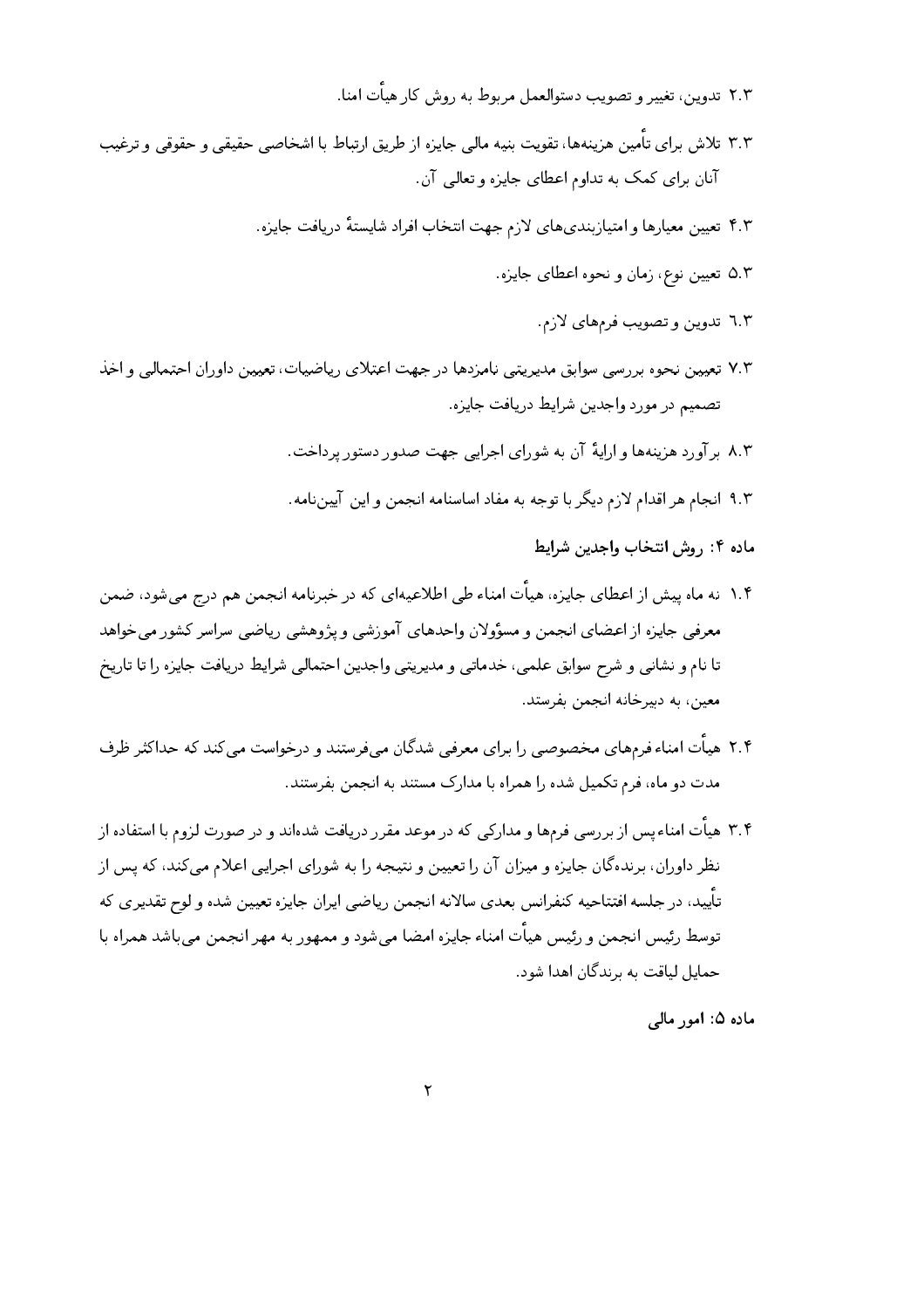۲.۳ تدوین، تغییر و تصویب دستورالعمل مربوط به روش کار هیأت امنا.

۳.۳ تلاش برای تأمین هزینه‌ها، تقویت بنیه مالی جایزه از طریق ارتباط با اشخاصی حقیقی و حقوقی و ترغیب آنان برای کمک به تداوم اعطای جایزه و تعالی آن.

۴.۳ تعیین معیارها و امتیازبندی‌های لازم جهت انتخاب افراد شایستهٔ دریافت جایزه.

۵.۳ تعیین نوع، زمان و نحوه اعطای جایزه.

۶.۳ تدوین و تصویب فرمهای لازم.

۷.۳ تعیین نحوه بررسی سوابق مدیریتی نامزدها در جهت اعتلای ریاضیات، تعیین داوران احتمالی و اخذ تصمیم در مورد واجدین شرایط دریافت جایزه.

۸.۳ برآورد هزینه‌ها و ارایهٔ آن به شورای اجرایی جهت صدور دستور پرداخت.

۹.۳ انجام هر اقدام لازم دیگر با توجه به مفاد اساسنامه انجمن و این آیین‌نامه.

**ماده ۴: روش انتخاب واجدین شرایط**

۱.۴ نه ماه پیش از اعطای جایزه، هیأت امناء طی اطلاعیه‌ای که در خبرنامه انجمن هم درج می‌شود، ضمن معرفی جایزه از اعضای انجمن و مسؤولان واحدهای آموزشی و پژوهشی ریاضی سراسر کشور می‌خواهد تا نام و نشانی و شرح سوابق علمی، خدماتی و مدیریتی واجدین احتمالی شرایط دریافت جایزه را تا تاریخ معین، به دبیرخانه انجمن بفرستد.

۲.۴ هیأت امناء فرمهای مخصوصی را برای معرفی شدگان می‌فرستند و درخواست می‌کند که حداکثر ظرف مدت دو ماه، فرم تکمیل شده را همراه با مدارک مستند به انجمن بفرستند.

۳.۴ هیأت امناء پس از بررسی فرمها و مدارکی که در موعد مقرر دریافت شده‌اند و در صورت لزوم با استفاده از نظر داوران، برنده‌گان جایزه و میزان آن را تعیین و نتیجه را به شورای اجرایی اعلام می‌کند، که پس از تأیید، در جلسه افتتاحیه کنفرانس بعدی سالانه انجمن ریاضی ایران جایزه تعیین شده و لوح تقدیری که توسط رئیس انجمن و رئیس هیأت امناء جایزه امضا می‌شود و ممهور به مهر انجمن می‌باشد همراه با حمایل لیاقت به برندگان اهدا شود.

**ماده ۵: امور مالی**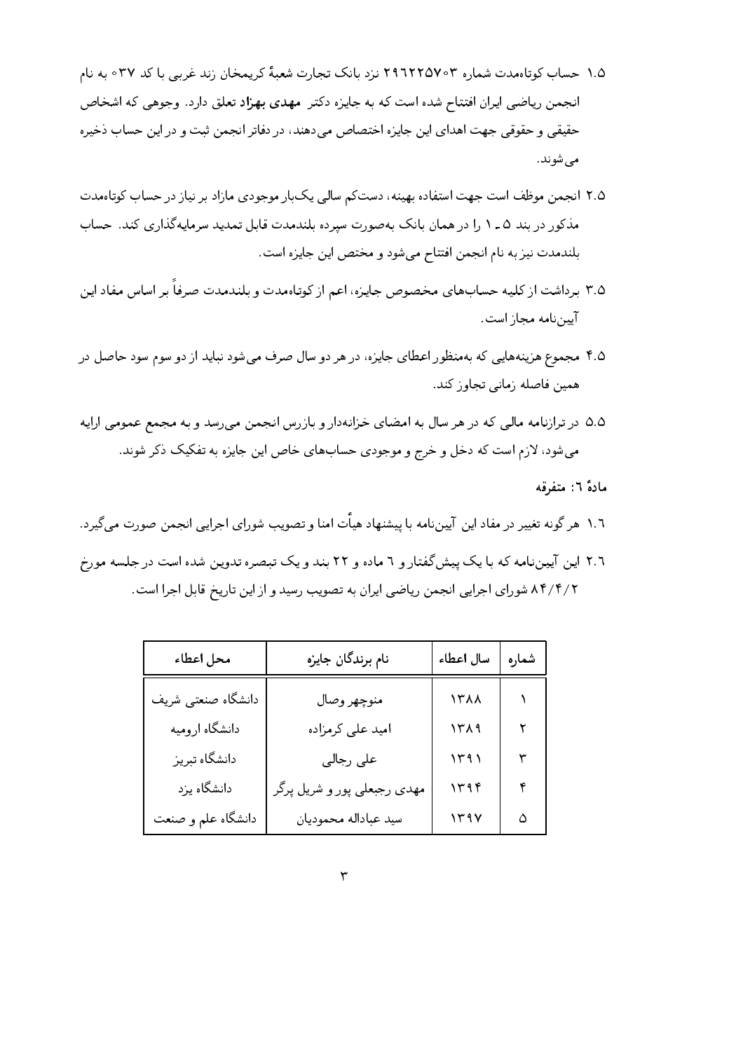۱.۵ حساب کوتاه‌مدت شماره ۲۹۶۲۲۵۷۰۳ نزد بانک تجارت شعبهٔ کریمخان زند غربی با کد ۰۳۷ به نام انجمن ریاضی ایران افتتاح شده است که به جایزه دکتر **مهدی بهزاد** تعلق دارد. وجوهی که اشخاص حقیقی و حقوقی جهت اهدای این جایزه اختصاص می‌دهند، در دفاتر انجمن ثبت و در این حساب ذخیره می‌شوند.

۲.۵ انجمن موظف است جهت استفاده بهینه، دست‌کم سالی یک‌بار موجودی مازاد بر نیاز در حساب کوتاه‌مدت مذکور در بند ۵ ـ ۱ را در همان بانک به‌صورت سپرده بلندمدت قابل تمدید سرمایه‌گذاری کند. حساب بلندمدت نیز به نام انجمن افتتاح می‌شود و مختص این جایزه است.

۳.۵ برداشت از کلیه حساب‌های مخصوص جایزه، اعم از کوتاه‌مدت و بلندمدت صرفاً بر اساس مفاد این آیین‌نامه مجاز است.

۴.۵ مجموع هزینه‌هایی که به‌منظور اعطای جایزه، در هر دو سال صرف می‌شود نباید از دو سوم سود حاصل در همین فاصله زمانی تجاوز کند.

۵.۵ در ترازنامه مالی که در هر سال به امضای خزانه‌دار و بازرس انجمن می‌رسد و به مجمع عمومی ارایه می‌شود، لازم است که دخل و خرج و موجودی حساب‌های خاص این جایزه به تفکیک ذکر شوند.

## مادهٔ ٦: متفرقه

۱.٦ هر گونه تغییر در مفاد این آیین‌نامه با پیشنهاد هیأت امنا و تصویب شورای اجرایی انجمن صورت می‌گیرد.

۲.٦ این آیین‌نامه که با یک پیش‌گفتار و ٦ ماده و ۲۲ بند و یک تبصره تدوین شده است در جلسه مورخ ۸۴/۴/۲ شورای اجرایی انجمن ریاضی ایران به تصویب رسید و از این تاریخ قابل اجرا است.

| شماره | سال اعطاء | نام برندگان جایزه | محل اعطاء |
|---|---|---|---|
| ۱ | ۱۳۸۸ | منوچهر وصال | دانشگاه صنعتی شریف |
| ۲ | ۱۳۸۹ | امید علی کرمزاده | دانشگاه ارومیه |
| ۳ | ۱۳۹۱ | علی رجالی | دانشگاه تبریز |
| ۴ | ۱۳۹۴ | مهدی رجبعلی پور و شریل پرگر | دانشگاه یزد |
| ۵ | ۱۳۹۷ | سید عباداله محمودیان | دانشگاه علم و صنعت |